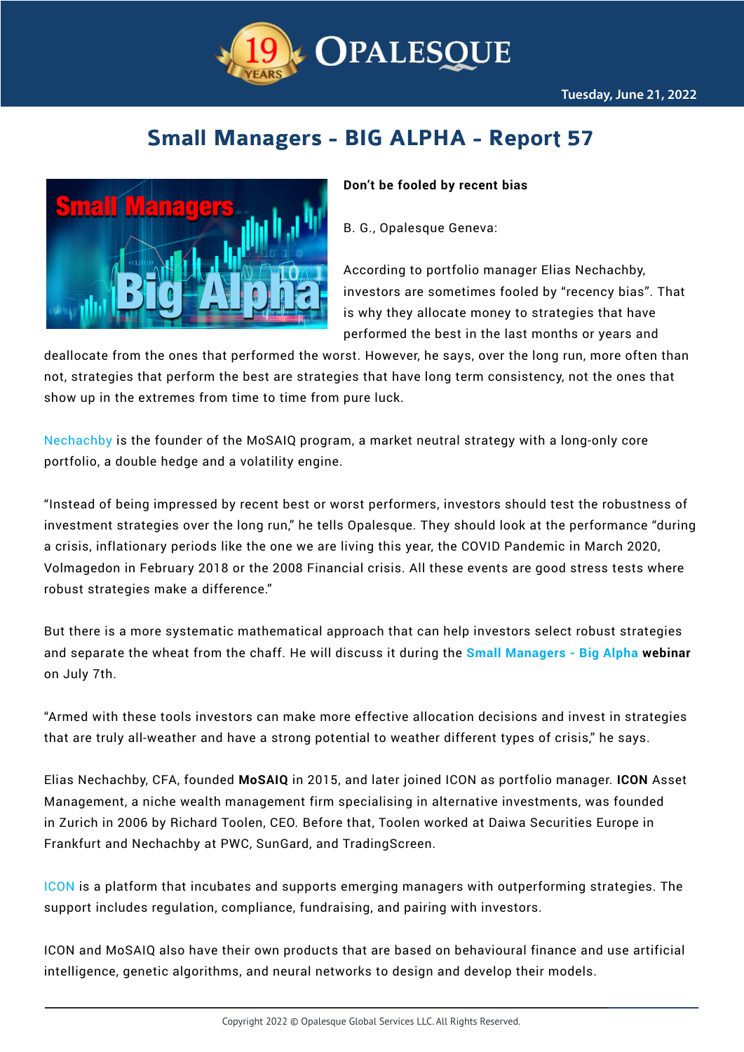# Small Managers - BIG ALPHA - Report 57

Tuesday, June 21, 2022

**Don't be fooled by recent bias**

B. G., Opalesque Geneva:

According to portfolio manager Elias Nechachby, investors are sometimes fooled by "recency bias". That is why they allocate money to strategies that have performed the best in the last months or years and deallocate from the ones that performed the worst. However, he says, over the long run, more often than not, strategies that perform the best are strategies that have long term consistency, not the ones that show up in the extremes from time to time from pure luck.

Nechachby is the founder of the MoSAIQ program, a market neutral strategy with a long-only core portfolio, a double hedge and a volatility engine.

"Instead of being impressed by recent best or worst performers, investors should test the robustness of investment strategies over the long run," he tells Opalesque. They should look at the performance "during a crisis, inflationary periods like the one we are living this year, the COVID Pandemic in March 2020, Volmagedon in February 2018 or the 2008 Financial crisis. All these events are good stress tests where robust strategies make a difference."

But there is a more systematic mathematical approach that can help investors select robust strategies and separate the wheat from the chaff. He will discuss it during the **Small Managers - Big Alpha webinar** on July 7th.

"Armed with these tools investors can make more effective allocation decisions and invest in strategies that are truly all-weather and have a strong potential to weather different types of crisis," he says.

Elias Nechachby, CFA, founded **MoSAIQ** in 2015, and later joined ICON as portfolio manager. **ICON** Asset Management, a niche wealth management firm specialising in alternative investments, was founded in Zurich in 2006 by Richard Toolen, CEO. Before that, Toolen worked at Daiwa Securities Europe in Frankfurt and Nechachby at PWC, SunGard, and TradingScreen.

ICON is a platform that incubates and supports emerging managers with outperforming strategies. The support includes regulation, compliance, fundraising, and pairing with investors.

ICON and MoSAIQ also have their own products that are based on behavioural finance and use artificial intelligence, genetic algorithms, and neural networks to design and develop their models.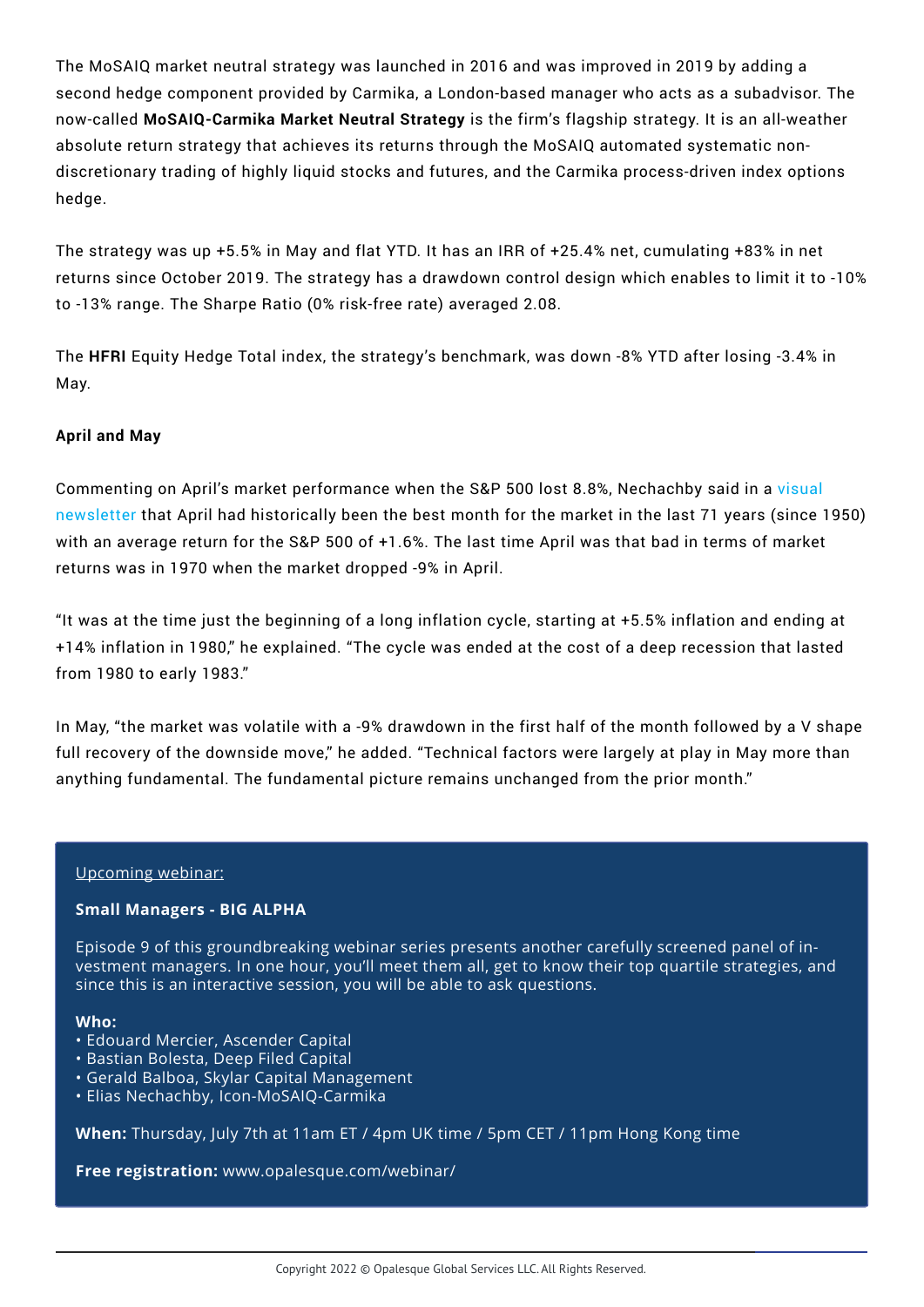The MoSAIQ market neutral strategy was launched in 2016 and was improved in 2019 by adding a second hedge component provided by Carmika, a London-based manager who acts as a subadvisor. The now-called **MoSAIQ-Carmika Market Neutral Strategy** is the firm's flagship strategy. It is an all-weather absolute return strategy that achieves its returns through the MoSAIQ automated systematic non-discretionary trading of highly liquid stocks and futures, and the Carmika process-driven index options hedge.

The strategy was up +5.5% in May and flat YTD. It has an IRR of +25.4% net, cumulating +83% in net returns since October 2019. The strategy has a drawdown control design which enables to limit it to -10% to -13% range. The Sharpe Ratio (0% risk-free rate) averaged 2.08.

The **HFRI** Equity Hedge Total index, the strategy's benchmark, was down -8% YTD after losing -3.4% in May.

**April and May**

Commenting on April's market performance when the S&P 500 lost 8.8%, Nechachby said in a visual newsletter that April had historically been the best month for the market in the last 71 years (since 1950) with an average return for the S&P 500 of +1.6%. The last time April was that bad in terms of market returns was in 1970 when the market dropped -9% in April.

"It was at the time just the beginning of a long inflation cycle, starting at +5.5% inflation and ending at +14% inflation in 1980," he explained. "The cycle was ended at the cost of a deep recession that lasted from 1980 to early 1983."

In May, "the market was volatile with a -9% drawdown in the first half of the month followed by a V shape full recovery of the downside move," he added. "Technical factors were largely at play in May more than anything fundamental. The fundamental picture remains unchanged from the prior month."

Upcoming webinar:

**Small Managers - BIG ALPHA**

Episode 9 of this groundbreaking webinar series presents another carefully screened panel of investment managers. In one hour, you'll meet them all, get to know their top quartile strategies, and since this is an interactive session, you will be able to ask questions.

**Who:**
- Edouard Mercier, Ascender Capital
- Bastian Bolesta, Deep Filed Capital
- Gerald Balboa, Skylar Capital Management
- Elias Nechachby, Icon-MoSAIQ-Carmika

**When:** Thursday, July 7th at 11am ET / 4pm UK time / 5pm CET / 11pm Hong Kong time

**Free registration:** www.opalesque.com/webinar/

Copyright 2022 © Opalesque Global Services LLC. All Rights Reserved.